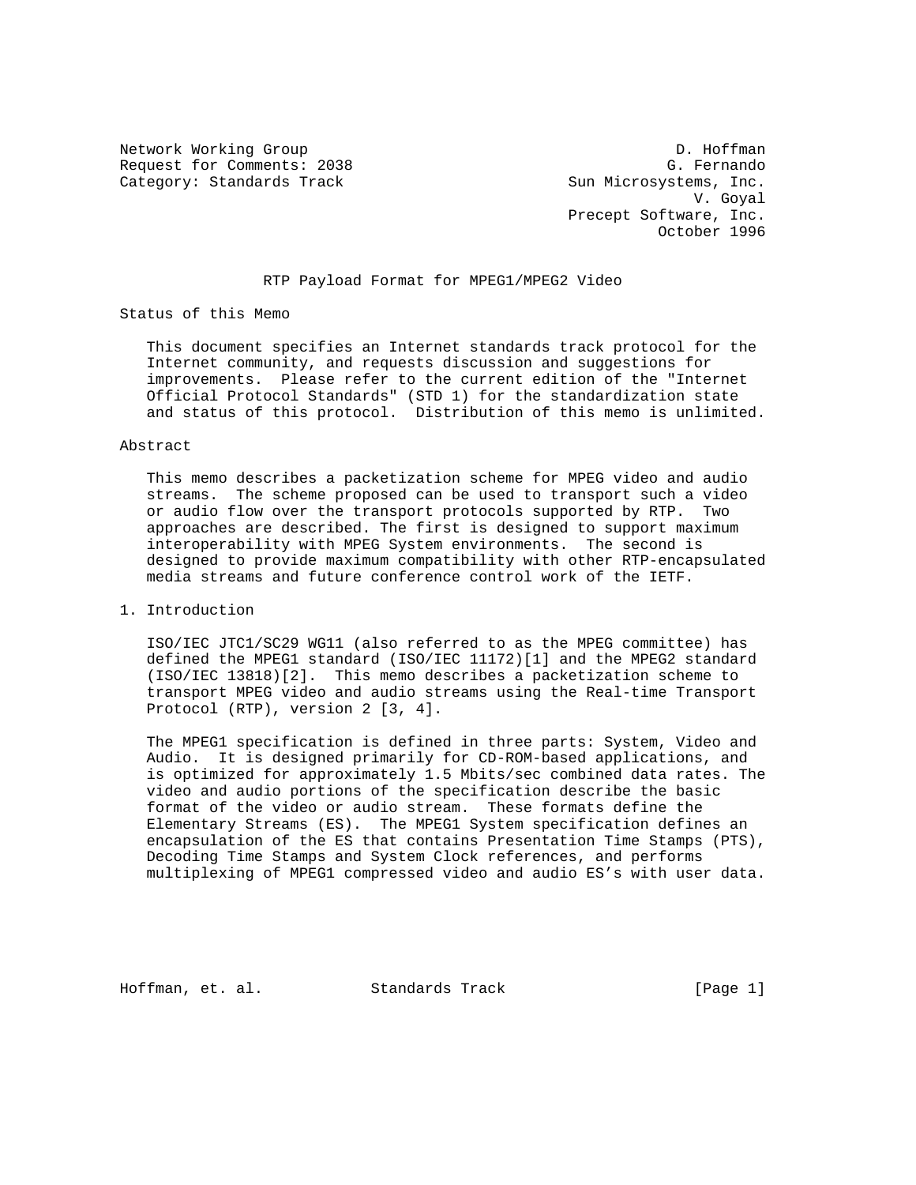Network Working Group D. Hoffman
Request for Comments: 2038 G. Fernando
Category: Standards Track Sun Microsystems, Inc.
V. Goyal
Precept Software, Inc.
October 1996

# RTP Payload Format for MPEG1/MPEG2 Video

## Status of this Memo

This document specifies an Internet standards track protocol for the Internet community, and requests discussion and suggestions for improvements. Please refer to the current edition of the "Internet Official Protocol Standards" (STD 1) for the standardization state and status of this protocol. Distribution of this memo is unlimited.

## Abstract

This memo describes a packetization scheme for MPEG video and audio streams. The scheme proposed can be used to transport such a video or audio flow over the transport protocols supported by RTP. Two approaches are described. The first is designed to support maximum interoperability with MPEG System environments. The second is designed to provide maximum compatibility with other RTP-encapsulated media streams and future conference control work of the IETF.

## 1. Introduction

ISO/IEC JTC1/SC29 WG11 (also referred to as the MPEG committee) has defined the MPEG1 standard (ISO/IEC 11172)[1] and the MPEG2 standard (ISO/IEC 13818)[2]. This memo describes a packetization scheme to transport MPEG video and audio streams using the Real-time Transport Protocol (RTP), version 2 [3, 4].

The MPEG1 specification is defined in three parts: System, Video and Audio. It is designed primarily for CD-ROM-based applications, and is optimized for approximately 1.5 Mbits/sec combined data rates. The video and audio portions of the specification describe the basic format of the video or audio stream. These formats define the Elementary Streams (ES). The MPEG1 System specification defines an encapsulation of the ES that contains Presentation Time Stamps (PTS), Decoding Time Stamps and System Clock references, and performs multiplexing of MPEG1 compressed video and audio ES's with user data.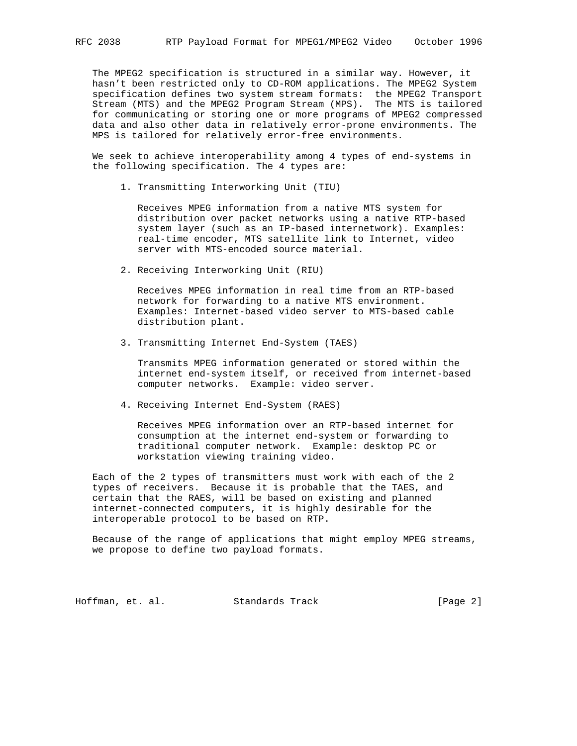The MPEG2 specification is structured in a similar way. However, it hasn't been restricted only to CD-ROM applications. The MPEG2 System specification defines two system stream formats: the MPEG2 Transport Stream (MTS) and the MPEG2 Program Stream (MPS). The MTS is tailored for communicating or storing one or more programs of MPEG2 compressed data and also other data in relatively error-prone environments. The MPS is tailored for relatively error-free environments.

We seek to achieve interoperability among 4 types of end-systems in the following specification. The 4 types are:

1. Transmitting Interworking Unit (TIU)

   Receives MPEG information from a native MTS system for distribution over packet networks using a native RTP-based system layer (such as an IP-based internetwork). Examples: real-time encoder, MTS satellite link to Internet, video server with MTS-encoded source material.

2. Receiving Interworking Unit (RIU)

   Receives MPEG information in real time from an RTP-based network for forwarding to a native MTS environment. Examples: Internet-based video server to MTS-based cable distribution plant.

3. Transmitting Internet End-System (TAES)

   Transmits MPEG information generated or stored within the internet end-system itself, or received from internet-based computer networks. Example: video server.

4. Receiving Internet End-System (RAES)

   Receives MPEG information over an RTP-based internet for consumption at the internet end-system or forwarding to traditional computer network. Example: desktop PC or workstation viewing training video.

Each of the 2 types of transmitters must work with each of the 2 types of receivers. Because it is probable that the TAES, and certain that the RAES, will be based on existing and planned internet-connected computers, it is highly desirable for the interoperable protocol to be based on RTP.

Because of the range of applications that might employ MPEG streams, we propose to define two payload formats.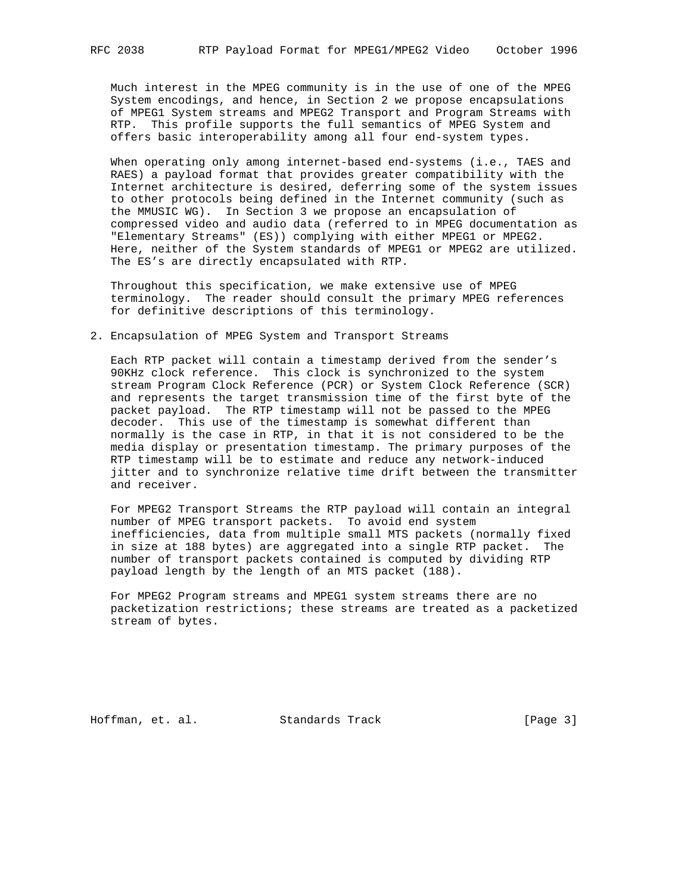Much interest in the MPEG community is in the use of one of the MPEG System encodings, and hence, in Section 2 we propose encapsulations of MPEG1 System streams and MPEG2 Transport and Program Streams with RTP. This profile supports the full semantics of MPEG System and offers basic interoperability among all four end-system types.

When operating only among internet-based end-systems (i.e., TAES and RAES) a payload format that provides greater compatibility with the Internet architecture is desired, deferring some of the system issues to other protocols being defined in the Internet community (such as the MMUSIC WG). In Section 3 we propose an encapsulation of compressed video and audio data (referred to in MPEG documentation as "Elementary Streams" (ES)) complying with either MPEG1 or MPEG2. Here, neither of the System standards of MPEG1 or MPEG2 are utilized. The ES's are directly encapsulated with RTP.

Throughout this specification, we make extensive use of MPEG terminology. The reader should consult the primary MPEG references for definitive descriptions of this terminology.

## 2. Encapsulation of MPEG System and Transport Streams

Each RTP packet will contain a timestamp derived from the sender's 90KHz clock reference. This clock is synchronized to the system stream Program Clock Reference (PCR) or System Clock Reference (SCR) and represents the target transmission time of the first byte of the packet payload. The RTP timestamp will not be passed to the MPEG decoder. This use of the timestamp is somewhat different than normally is the case in RTP, in that it is not considered to be the media display or presentation timestamp. The primary purposes of the RTP timestamp will be to estimate and reduce any network-induced jitter and to synchronize relative time drift between the transmitter and receiver.

For MPEG2 Transport Streams the RTP payload will contain an integral number of MPEG transport packets. To avoid end system inefficiencies, data from multiple small MTS packets (normally fixed in size at 188 bytes) are aggregated into a single RTP packet. The number of transport packets contained is computed by dividing RTP payload length by the length of an MTS packet (188).

For MPEG2 Program streams and MPEG1 system streams there are no packetization restrictions; these streams are treated as a packetized stream of bytes.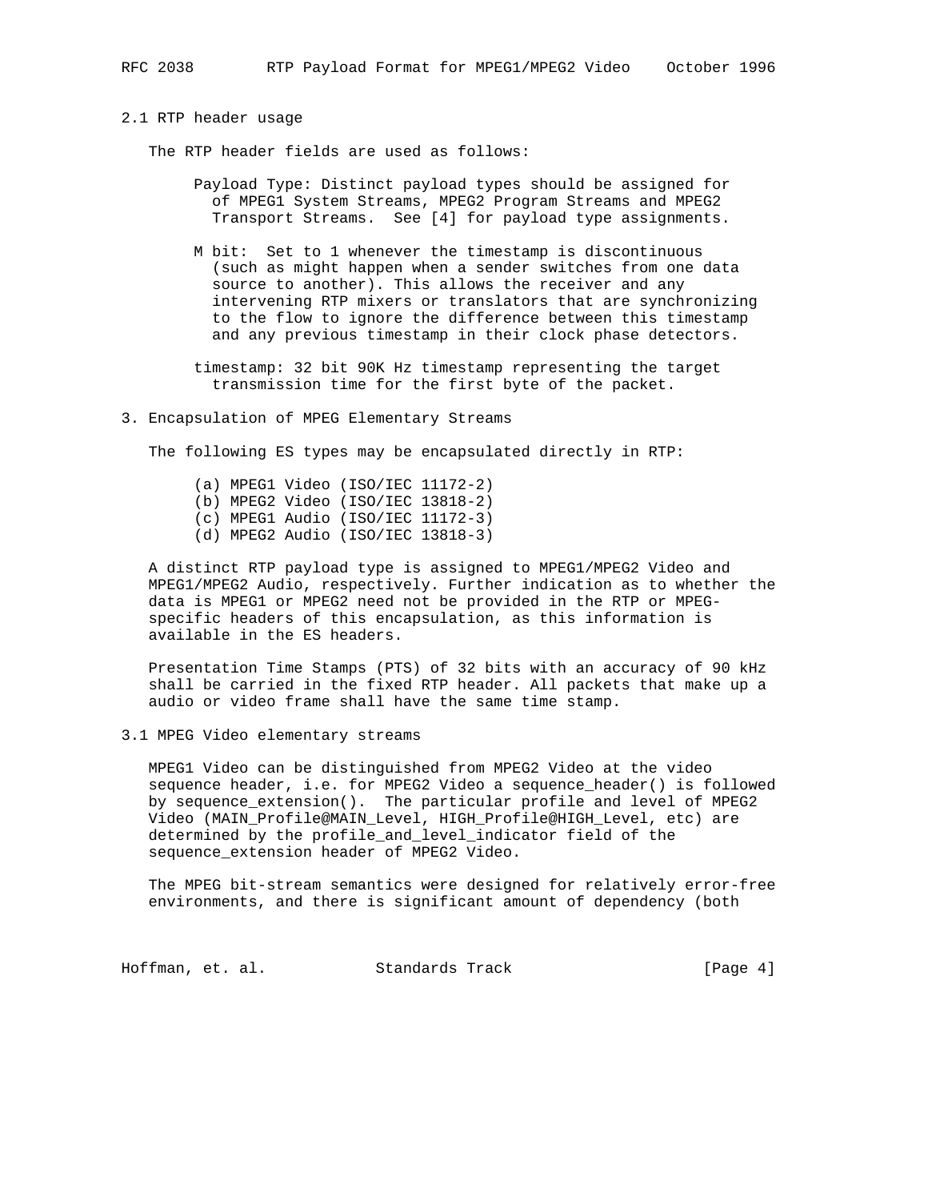## 2.1 RTP header usage

The RTP header fields are used as follows:

Payload Type: Distinct payload types should be assigned for of MPEG1 System Streams, MPEG2 Program Streams and MPEG2 Transport Streams. See [4] for payload type assignments.

M bit: Set to 1 whenever the timestamp is discontinuous (such as might happen when a sender switches from one data source to another). This allows the receiver and any intervening RTP mixers or translators that are synchronizing to the flow to ignore the difference between this timestamp and any previous timestamp in their clock phase detectors.

timestamp: 32 bit 90K Hz timestamp representing the target transmission time for the first byte of the packet.

# 3. Encapsulation of MPEG Elementary Streams

The following ES types may be encapsulated directly in RTP:

- (a) MPEG1 Video (ISO/IEC 11172-2)
- (b) MPEG2 Video (ISO/IEC 13818-2)
- (c) MPEG1 Audio (ISO/IEC 11172-3)
- (d) MPEG2 Audio (ISO/IEC 13818-3)

A distinct RTP payload type is assigned to MPEG1/MPEG2 Video and MPEG1/MPEG2 Audio, respectively. Further indication as to whether the data is MPEG1 or MPEG2 need not be provided in the RTP or MPEG-specific headers of this encapsulation, as this information is available in the ES headers.

Presentation Time Stamps (PTS) of 32 bits with an accuracy of 90 kHz shall be carried in the fixed RTP header. All packets that make up a audio or video frame shall have the same time stamp.

## 3.1 MPEG Video elementary streams

MPEG1 Video can be distinguished from MPEG2 Video at the video sequence header, i.e. for MPEG2 Video a sequence_header() is followed by sequence_extension(). The particular profile and level of MPEG2 Video (MAIN_Profile@MAIN_Level, HIGH_Profile@HIGH_Level, etc) are determined by the profile_and_level_indicator field of the sequence_extension header of MPEG2 Video.

The MPEG bit-stream semantics were designed for relatively error-free environments, and there is significant amount of dependency (both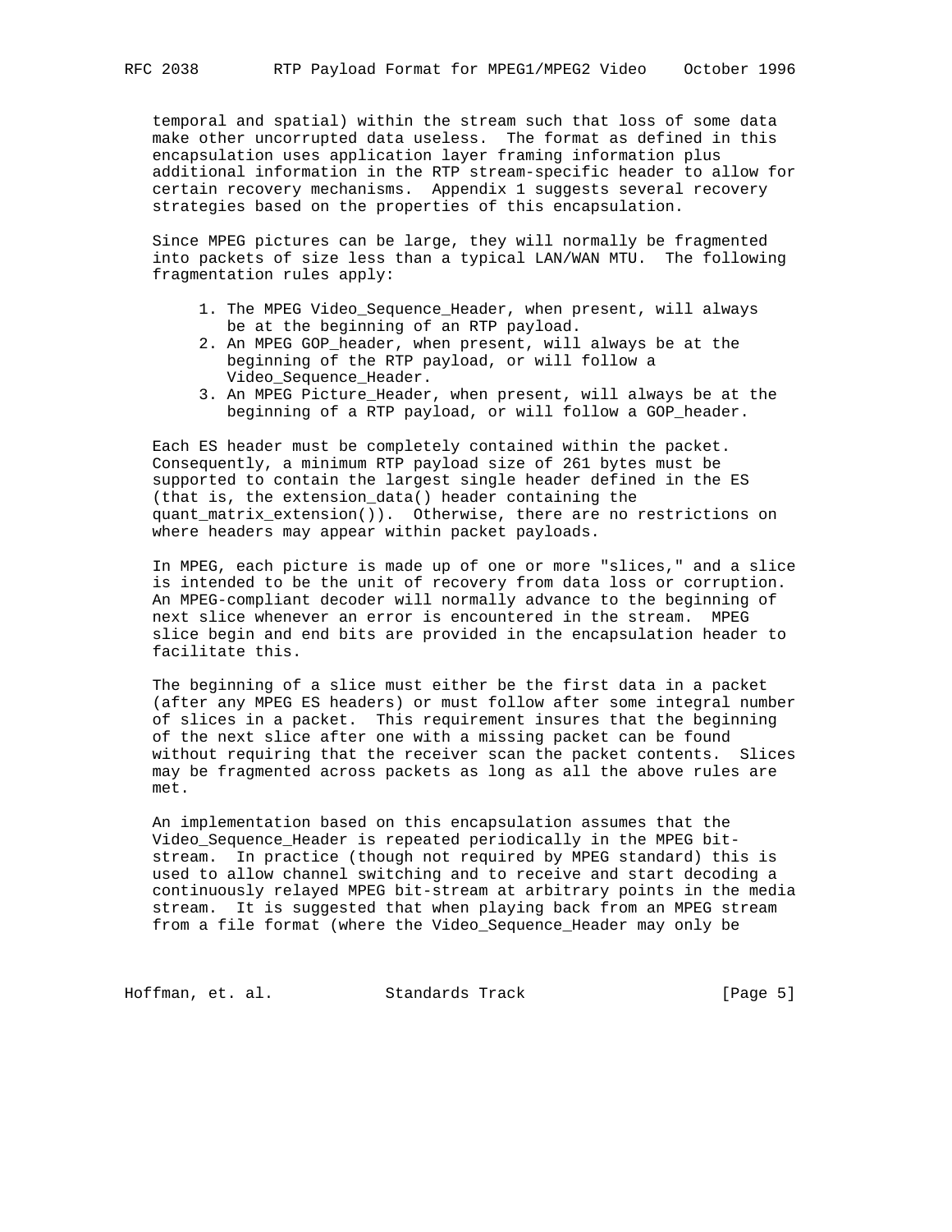temporal and spatial) within the stream such that loss of some data make other uncorrupted data useless. The format as defined in this encapsulation uses application layer framing information plus additional information in the RTP stream-specific header to allow for certain recovery mechanisms. Appendix 1 suggests several recovery strategies based on the properties of this encapsulation.

Since MPEG pictures can be large, they will normally be fragmented into packets of size less than a typical LAN/WAN MTU. The following fragmentation rules apply:

1. The MPEG Video_Sequence_Header, when present, will always be at the beginning of an RTP payload.
2. An MPEG GOP_header, when present, will always be at the beginning of the RTP payload, or will follow a Video_Sequence_Header.
3. An MPEG Picture_Header, when present, will always be at the beginning of a RTP payload, or will follow a GOP_header.

Each ES header must be completely contained within the packet. Consequently, a minimum RTP payload size of 261 bytes must be supported to contain the largest single header defined in the ES (that is, the extension_data() header containing the quant_matrix_extension()). Otherwise, there are no restrictions on where headers may appear within packet payloads.

In MPEG, each picture is made up of one or more "slices," and a slice is intended to be the unit of recovery from data loss or corruption. An MPEG-compliant decoder will normally advance to the beginning of next slice whenever an error is encountered in the stream. MPEG slice begin and end bits are provided in the encapsulation header to facilitate this.

The beginning of a slice must either be the first data in a packet (after any MPEG ES headers) or must follow after some integral number of slices in a packet. This requirement insures that the beginning of the next slice after one with a missing packet can be found without requiring that the receiver scan the packet contents. Slices may be fragmented across packets as long as all the above rules are met.

An implementation based on this encapsulation assumes that the Video_Sequence_Header is repeated periodically in the MPEG bit-stream. In practice (though not required by MPEG standard) this is used to allow channel switching and to receive and start decoding a continuously relayed MPEG bit-stream at arbitrary points in the media stream. It is suggested that when playing back from an MPEG stream from a file format (where the Video_Sequence_Header may only be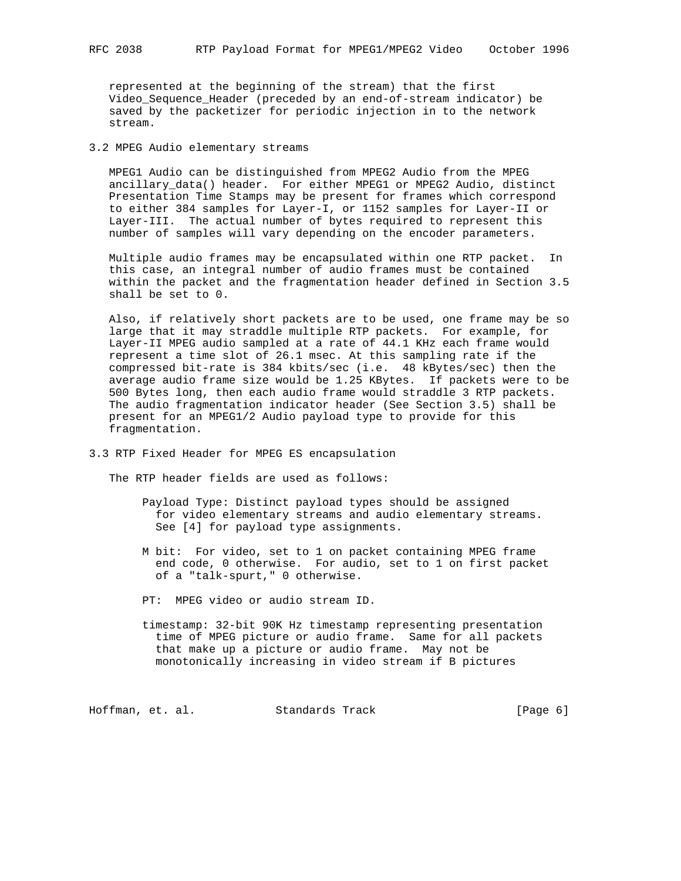represented at the beginning of the stream) that the first Video_Sequence_Header (preceded by an end-of-stream indicator) be saved by the packetizer for periodic injection in to the network stream.

## 3.2 MPEG Audio elementary streams

MPEG1 Audio can be distinguished from MPEG2 Audio from the MPEG ancillary_data() header. For either MPEG1 or MPEG2 Audio, distinct Presentation Time Stamps may be present for frames which correspond to either 384 samples for Layer-I, or 1152 samples for Layer-II or Layer-III. The actual number of bytes required to represent this number of samples will vary depending on the encoder parameters.

Multiple audio frames may be encapsulated within one RTP packet. In this case, an integral number of audio frames must be contained within the packet and the fragmentation header defined in Section 3.5 shall be set to 0.

Also, if relatively short packets are to be used, one frame may be so large that it may straddle multiple RTP packets. For example, for Layer-II MPEG audio sampled at a rate of 44.1 KHz each frame would represent a time slot of 26.1 msec. At this sampling rate if the compressed bit-rate is 384 kbits/sec (i.e. 48 kBytes/sec) then the average audio frame size would be 1.25 KBytes. If packets were to be 500 Bytes long, then each audio frame would straddle 3 RTP packets. The audio fragmentation indicator header (See Section 3.5) shall be present for an MPEG1/2 Audio payload type to provide for this fragmentation.

## 3.3 RTP Fixed Header for MPEG ES encapsulation

The RTP header fields are used as follows:

Payload Type: Distinct payload types should be assigned for video elementary streams and audio elementary streams. See [4] for payload type assignments.

M bit: For video, set to 1 on packet containing MPEG frame end code, 0 otherwise. For audio, set to 1 on first packet of a "talk-spurt," 0 otherwise.

PT: MPEG video or audio stream ID.

timestamp: 32-bit 90K Hz timestamp representing presentation time of MPEG picture or audio frame. Same for all packets that make up a picture or audio frame. May not be monotonically increasing in video stream if B pictures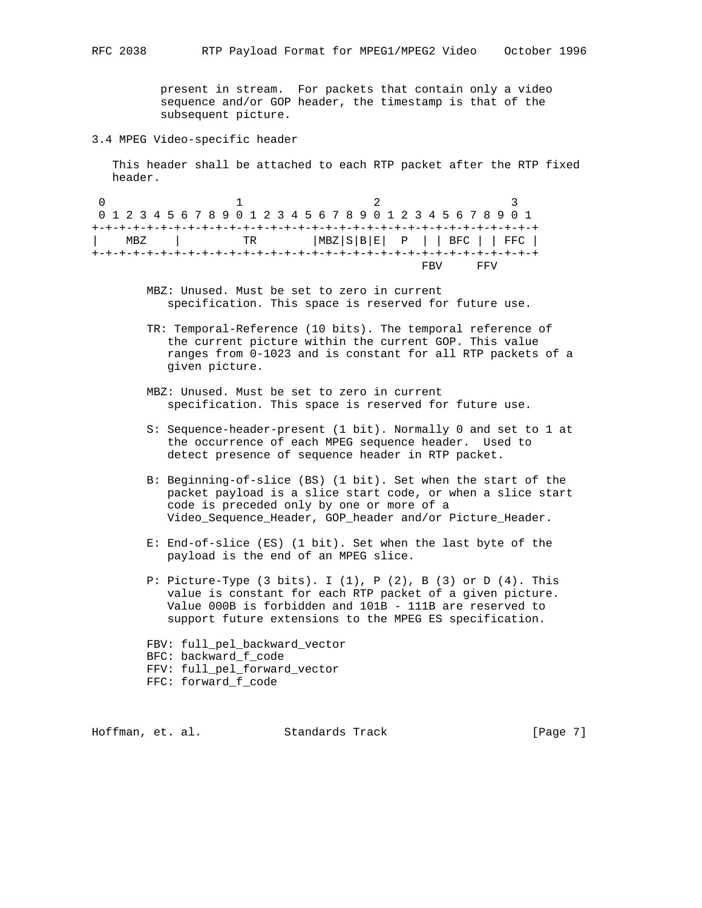present in stream. For packets that contain only a video sequence and/or GOP header, the timestamp is that of the subsequent picture.

### 3.4 MPEG Video-specific header

This header shall be attached to each RTP packet after the RTP fixed header.

```
 0                   1                   2                   3
 0 1 2 3 4 5 6 7 8 9 0 1 2 3 4 5 6 7 8 9 0 1 2 3 4 5 6 7 8 9 0 1
+-+-+-+-+-+-+-+-+-+-+-+-+-+-+-+-+-+-+-+-+-+-+-+-+-+-+-+-+-+-+-+-+
|    MBZ    |         TR        |MBZ|S|B|E|  P  | | BFC | | FFC |
+-+-+-+-+-+-+-+-+-+-+-+-+-+-+-+-+-+-+-+-+-+-+-+-+-+-+-+-+-+-+-+-+
                                                FBV     FFV
```

MBZ: Unused. Must be set to zero in current specification. This space is reserved for future use.

TR: Temporal-Reference (10 bits). The temporal reference of the current picture within the current GOP. This value ranges from 0-1023 and is constant for all RTP packets of a given picture.

MBZ: Unused. Must be set to zero in current specification. This space is reserved for future use.

S: Sequence-header-present (1 bit). Normally 0 and set to 1 at the occurrence of each MPEG sequence header. Used to detect presence of sequence header in RTP packet.

B: Beginning-of-slice (BS) (1 bit). Set when the start of the packet payload is a slice start code, or when a slice start code is preceded only by one or more of a Video_Sequence_Header, GOP_header and/or Picture_Header.

E: End-of-slice (ES) (1 bit). Set when the last byte of the payload is the end of an MPEG slice.

P: Picture-Type (3 bits). I (1), P (2), B (3) or D (4). This value is constant for each RTP packet of a given picture. Value 000B is forbidden and 101B - 111B are reserved to support future extensions to the MPEG ES specification.

FBV: full_pel_backward_vector
BFC: backward_f_code
FFV: full_pel_forward_vector
FFC: forward_f_code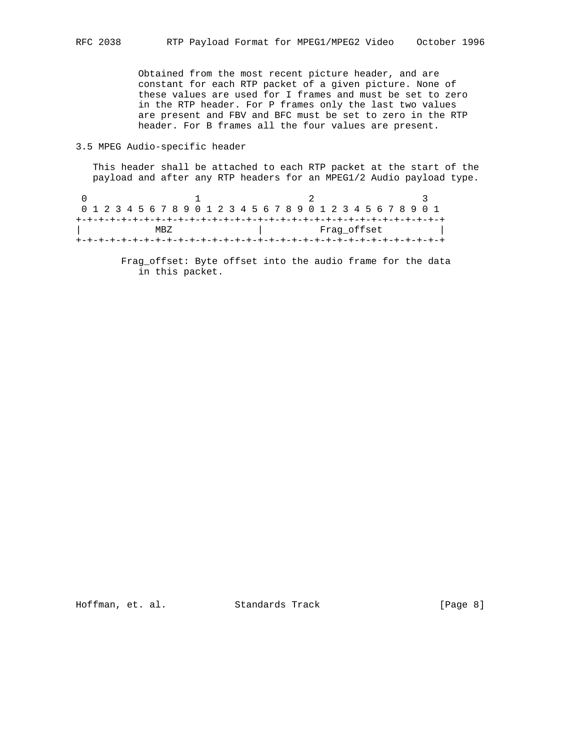Obtained from the most recent picture header, and are constant for each RTP packet of a given picture. None of these values are used for I frames and must be set to zero in the RTP header. For P frames only the last two values are present and FBV and BFC must be set to zero in the RTP header. For B frames all the four values are present.

### 3.5 MPEG Audio-specific header

This header shall be attached to each RTP packet at the start of the payload and after any RTP headers for an MPEG1/2 Audio payload type.

```
 0                   1                   2                   3
 0 1 2 3 4 5 6 7 8 9 0 1 2 3 4 5 6 7 8 9 0 1 2 3 4 5 6 7 8 9 0 1
+-+-+-+-+-+-+-+-+-+-+-+-+-+-+-+-+-+-+-+-+-+-+-+-+-+-+-+-+-+-+-+-+
|             MBZ               |          Frag_offset          |
+-+-+-+-+-+-+-+-+-+-+-+-+-+-+-+-+-+-+-+-+-+-+-+-+-+-+-+-+-+-+-+-+
```

Frag_offset: Byte offset into the audio frame for the data in this packet.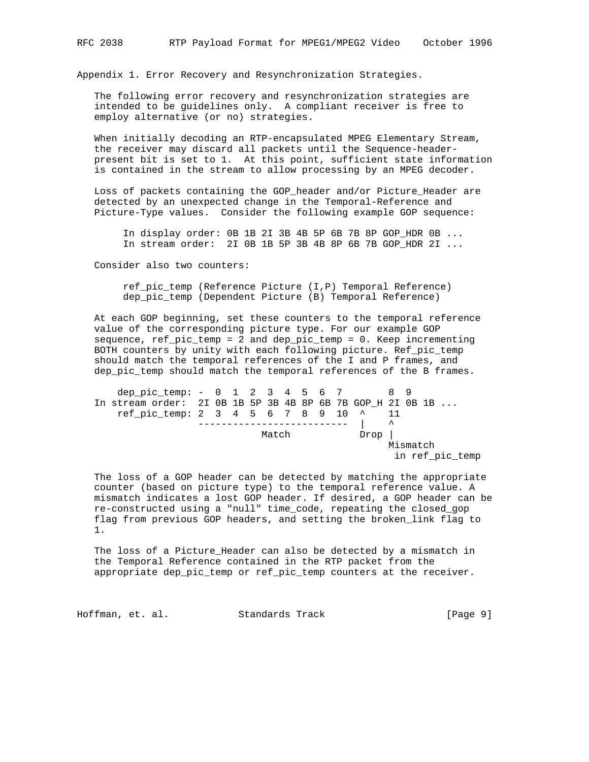## Appendix 1. Error Recovery and Resynchronization Strategies.

The following error recovery and resynchronization strategies are intended to be guidelines only. A compliant receiver is free to employ alternative (or no) strategies.

When initially decoding an RTP-encapsulated MPEG Elementary Stream, the receiver may discard all packets until the Sequence-header-present bit is set to 1. At this point, sufficient state information is contained in the stream to allow processing by an MPEG decoder.

Loss of packets containing the GOP_header and/or Picture_Header are detected by an unexpected change in the Temporal-Reference and Picture-Type values. Consider the following example GOP sequence:

```
     In display order: 0B 1B 2I 3B 4B 5P 6B 7B 8P GOP_HDR 0B ...
     In stream order:  2I 0B 1B 5P 3B 4B 8P 6B 7B GOP_HDR 2I ...
```

Consider also two counters:

```
     ref_pic_temp (Reference Picture (I,P) Temporal Reference)
     dep_pic_temp (Dependent Picture (B) Temporal Reference)
```

At each GOP beginning, set these counters to the temporal reference value of the corresponding picture type. For our example GOP sequence, ref_pic_temp = 2 and dep_pic_temp = 0. Keep incrementing BOTH counters by unity with each following picture. Ref_pic_temp should match the temporal references of the I and P frames, and dep_pic_temp should match the temporal references of the B frames.

```
    dep_pic_temp: -  0  1  2  3  4  5  6  7        8  9
In stream order:  2I 0B 1B 5P 3B 4B 8P 6B 7B GOP_H 2I 0B 1B ...
    ref_pic_temp: 2  3  4  5  6  7  8  9  10  ^    11
                  -------------------------  |     ^
                            Match           Drop |
                                                 Mismatch
                                                  in ref_pic_temp
```

The loss of a GOP header can be detected by matching the appropriate counter (based on picture type) to the temporal reference value. A mismatch indicates a lost GOP header. If desired, a GOP header can be re-constructed using a "null" time_code, repeating the closed_gop flag from previous GOP headers, and setting the broken_link flag to 1.

The loss of a Picture_Header can also be detected by a mismatch in the Temporal Reference contained in the RTP packet from the appropriate dep_pic_temp or ref_pic_temp counters at the receiver.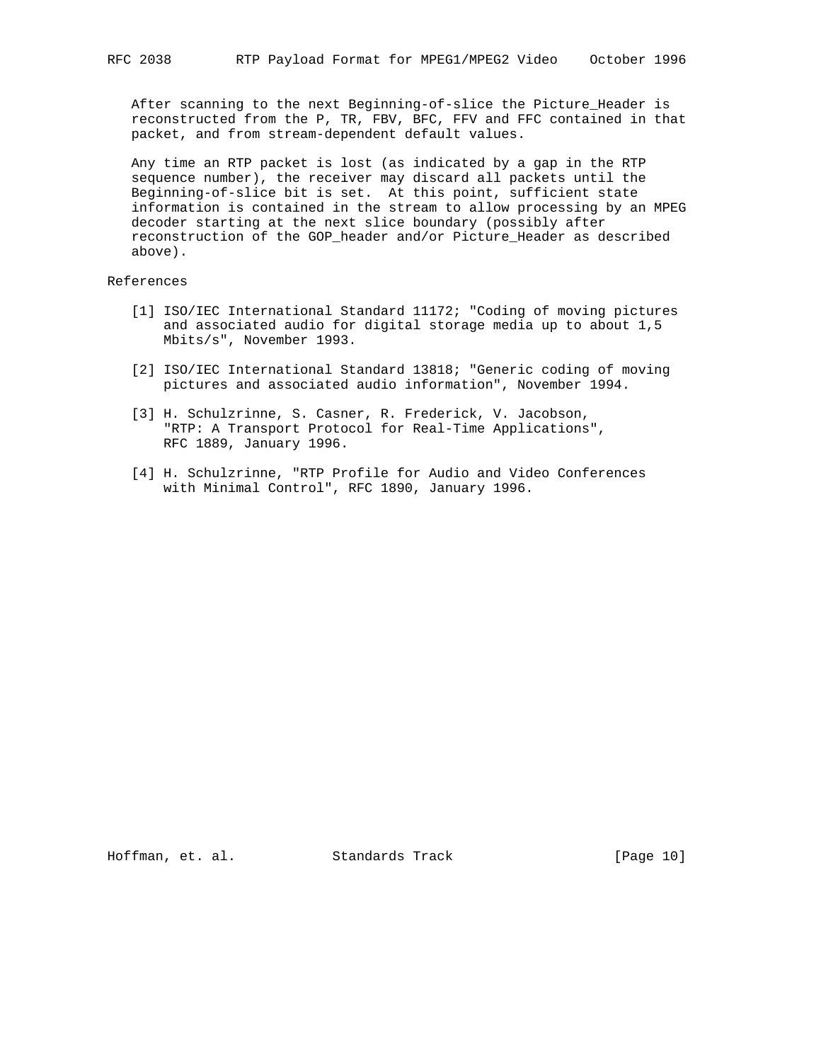After scanning to the next Beginning-of-slice the Picture_Header is reconstructed from the P, TR, FBV, BFC, FFV and FFC contained in that packet, and from stream-dependent default values.

Any time an RTP packet is lost (as indicated by a gap in the RTP sequence number), the receiver may discard all packets until the Beginning-of-slice bit is set. At this point, sufficient state information is contained in the stream to allow processing by an MPEG decoder starting at the next slice boundary (possibly after reconstruction of the GOP_header and/or Picture_Header as described above).

## References

[1] ISO/IEC International Standard 11172; "Coding of moving pictures and associated audio for digital storage media up to about 1,5 Mbits/s", November 1993.

[2] ISO/IEC International Standard 13818; "Generic coding of moving pictures and associated audio information", November 1994.

[3] H. Schulzrinne, S. Casner, R. Frederick, V. Jacobson, "RTP: A Transport Protocol for Real-Time Applications", RFC 1889, January 1996.

[4] H. Schulzrinne, "RTP Profile for Audio and Video Conferences with Minimal Control", RFC 1890, January 1996.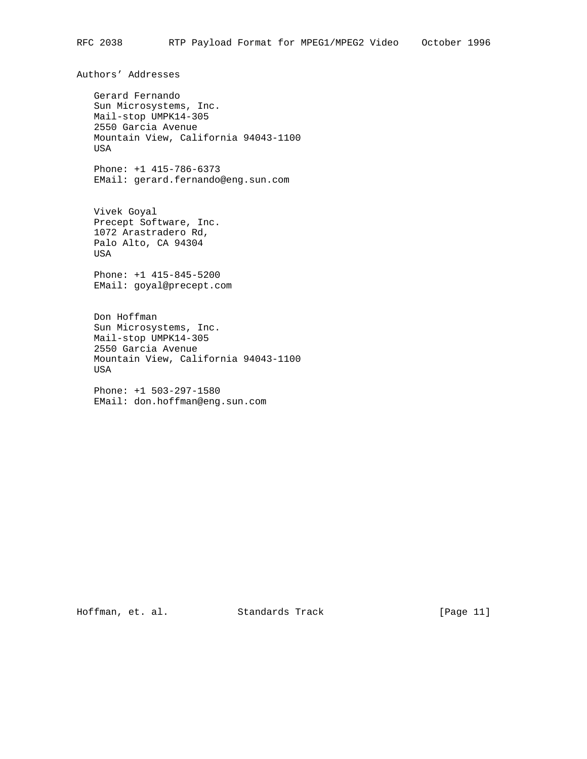## Authors' Addresses

Gerard Fernando
Sun Microsystems, Inc.
Mail-stop UMPK14-305
2550 Garcia Avenue
Mountain View, California 94043-1100
USA

Phone: +1 415-786-6373
EMail: gerard.fernando@eng.sun.com

Vivek Goyal
Precept Software, Inc.
1072 Arastradero Rd,
Palo Alto, CA 94304
USA

Phone: +1 415-845-5200
EMail: goyal@precept.com

Don Hoffman
Sun Microsystems, Inc.
Mail-stop UMPK14-305
2550 Garcia Avenue
Mountain View, California 94043-1100
USA

Phone: +1 503-297-1580
EMail: don.hoffman@eng.sun.com